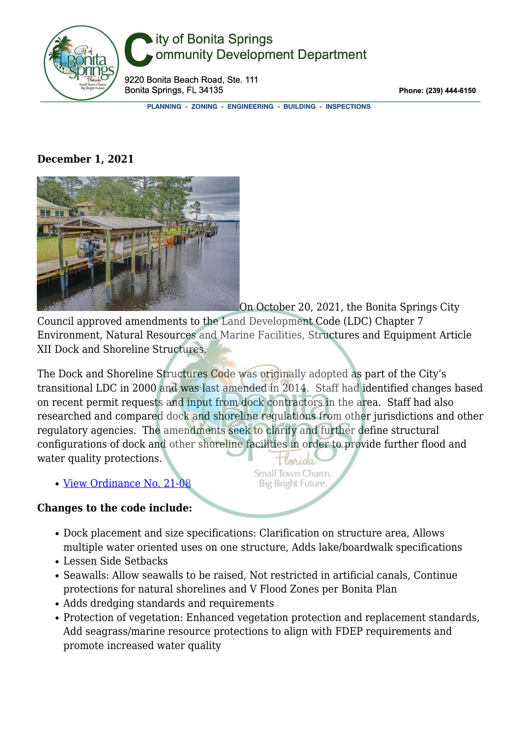# City of Bonita Springs Community Development Department

9220 Bonita Beach Road, Ste. 111
Bonita Springs, FL 34135

Phone: (239) 444-6150

PLANNING - ZONING - ENGINEERING - BUILDING - INSPECTIONS

**December 1, 2021**

On October 20, 2021, the Bonita Springs City Council approved amendments to the Land Development Code (LDC) Chapter 7 Environment, Natural Resources and Marine Facilities, Structures and Equipment Article XII Dock and Shoreline Structures.

The Dock and Shoreline Structures Code was originally adopted as part of the City's transitional LDC in 2000 and was last amended in 2014. Staff had identified changes based on recent permit requests and input from dock contractors in the area. Staff had also researched and compared dock and shoreline regulations from other jurisdictions and other regulatory agencies. The amendments seek to clarify and further define structural configurations of dock and other shoreline facilities in order to provide further flood and water quality protections.

- View Ordinance No. 21-08

**Changes to the code include:**

- Dock placement and size specifications: Clarification on structure area, Allows multiple water oriented uses on one structure, Adds lake/boardwalk specifications
- Lessen Side Setbacks
- Seawalls: Allow seawalls to be raised, Not restricted in artificial canals, Continue protections for natural shorelines and V Flood Zones per Bonita Plan
- Adds dredging standards and requirements
- Protection of vegetation: Enhanced vegetation protection and replacement standards, Add seagrass/marine resource protections to align with FDEP requirements and promote increased water quality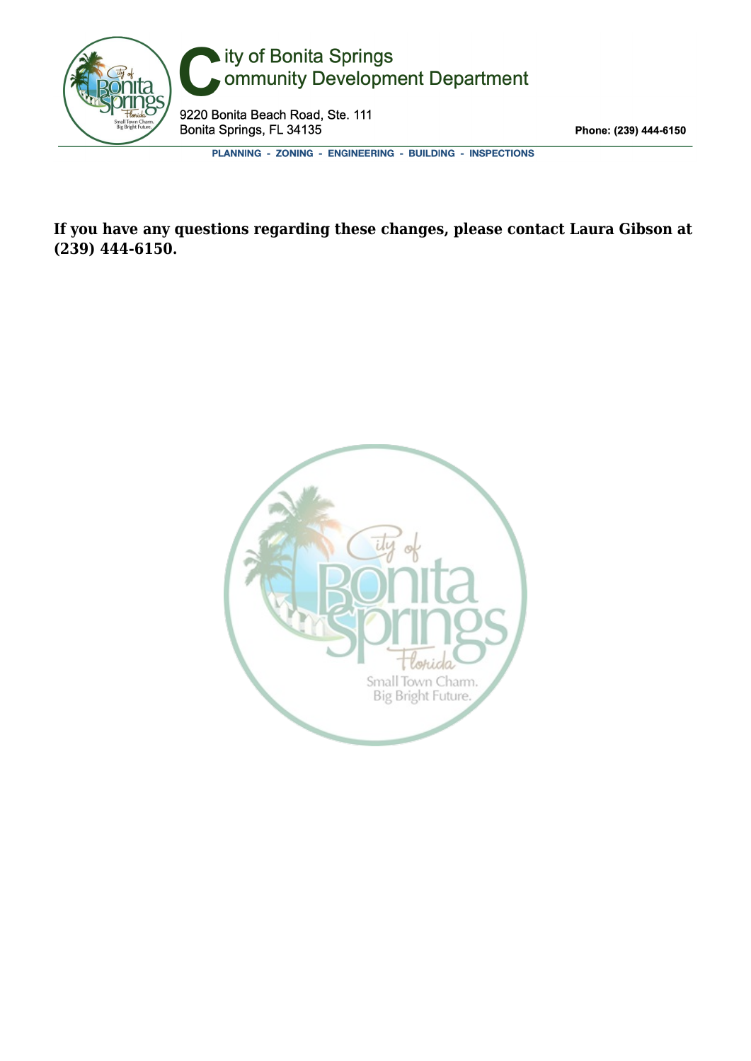**If you have any questions regarding these changes, please contact Laura Gibson at (239) 444-6150.**